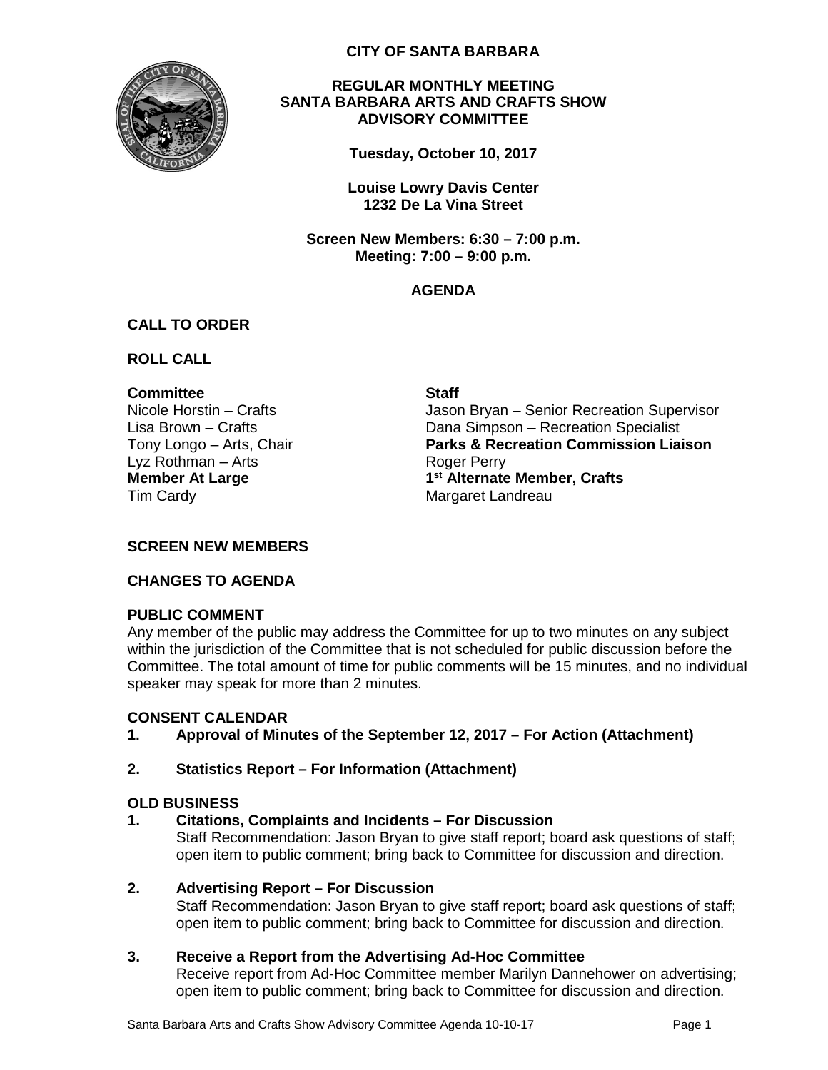**CITY OF SANTA BARBARA**

**REGULAR MONTHLY MEETING**
**SANTA BARBARA ARTS AND CRAFTS SHOW**
**ADVISORY COMMITTEE**

**Tuesday, October 10, 2017**

**Louise Lowry Davis Center**
**1232 De La Vina Street**

**Screen New Members: 6:30 – 7:00 p.m.**
**Meeting: 7:00 – 9:00 p.m.**

**AGENDA**

**CALL TO ORDER**

**ROLL CALL**

**Committee**
Nicole Horstin – Crafts
Lisa Brown – Crafts
Tony Longo – Arts, Chair
Lyz Rothman – Arts
**Member At Large**
Tim Cardy

**Staff**
Jason Bryan – Senior Recreation Supervisor
Dana Simpson – Recreation Specialist
**Parks & Recreation Commission Liaison**
Roger Perry
**1st Alternate Member, Crafts**
Margaret Landreau

**SCREEN NEW MEMBERS**

**CHANGES TO AGENDA**

**PUBLIC COMMENT**
Any member of the public may address the Committee for up to two minutes on any subject within the jurisdiction of the Committee that is not scheduled for public discussion before the Committee. The total amount of time for public comments will be 15 minutes, and no individual speaker may speak for more than 2 minutes.

**CONSENT CALENDAR**

1. **Approval of Minutes of the September 12, 2017 – For Action (Attachment)**

2. **Statistics Report – For Information (Attachment)**

**OLD BUSINESS**

1. **Citations, Complaints and Incidents – For Discussion**
   Staff Recommendation: Jason Bryan to give staff report; board ask questions of staff; open item to public comment; bring back to Committee for discussion and direction.

2. **Advertising Report – For Discussion**
   Staff Recommendation: Jason Bryan to give staff report; board ask questions of staff; open item to public comment; bring back to Committee for discussion and direction.

3. **Receive a Report from the Advertising Ad-Hoc Committee**
   Receive report from Ad-Hoc Committee member Marilyn Dannehower on advertising; open item to public comment; bring back to Committee for discussion and direction.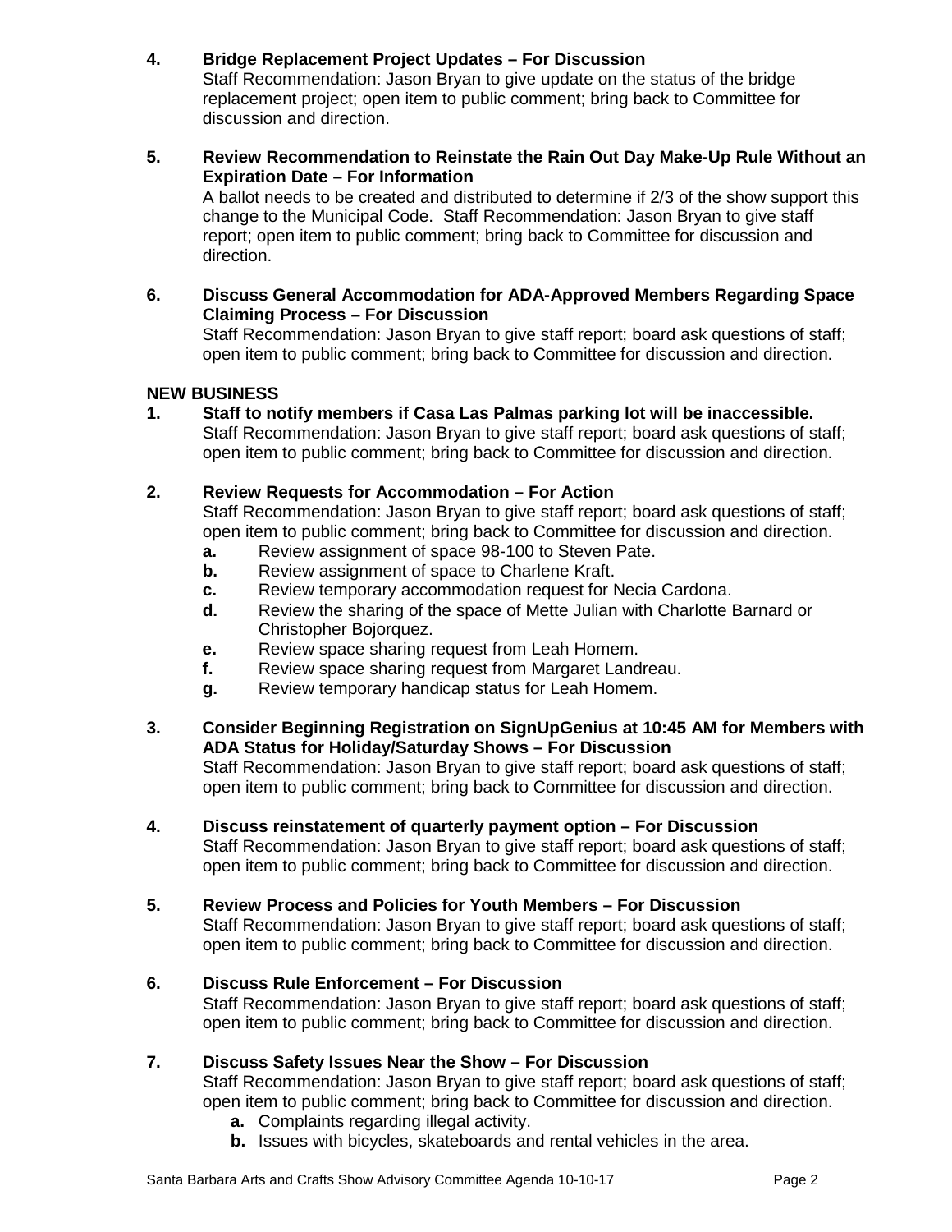**4. Bridge Replacement Project Updates – For Discussion**

Staff Recommendation: Jason Bryan to give update on the status of the bridge replacement project; open item to public comment; bring back to Committee for discussion and direction.

**5. Review Recommendation to Reinstate the Rain Out Day Make-Up Rule Without an Expiration Date – For Information**

A ballot needs to be created and distributed to determine if 2/3 of the show support this change to the Municipal Code. Staff Recommendation: Jason Bryan to give staff report; open item to public comment; bring back to Committee for discussion and direction.

**6. Discuss General Accommodation for ADA-Approved Members Regarding Space Claiming Process – For Discussion**

Staff Recommendation: Jason Bryan to give staff report; board ask questions of staff; open item to public comment; bring back to Committee for discussion and direction.

## NEW BUSINESS

**1. Staff to notify members if Casa Las Palmas parking lot will be inaccessible.**

Staff Recommendation: Jason Bryan to give staff report; board ask questions of staff; open item to public comment; bring back to Committee for discussion and direction.

**2. Review Requests for Accommodation – For Action**

Staff Recommendation: Jason Bryan to give staff report; board ask questions of staff; open item to public comment; bring back to Committee for discussion and direction.

- **a.** Review assignment of space 98-100 to Steven Pate.
- **b.** Review assignment of space to Charlene Kraft.
- **c.** Review temporary accommodation request for Necia Cardona.
- **d.** Review the sharing of the space of Mette Julian with Charlotte Barnard or Christopher Bojorquez.
- **e.** Review space sharing request from Leah Homem.
- **f.** Review space sharing request from Margaret Landreau.
- **g.** Review temporary handicap status for Leah Homem.

**3. Consider Beginning Registration on SignUpGenius at 10:45 AM for Members with ADA Status for Holiday/Saturday Shows – For Discussion**

Staff Recommendation: Jason Bryan to give staff report; board ask questions of staff; open item to public comment; bring back to Committee for discussion and direction.

**4. Discuss reinstatement of quarterly payment option – For Discussion**

Staff Recommendation: Jason Bryan to give staff report; board ask questions of staff; open item to public comment; bring back to Committee for discussion and direction.

**5. Review Process and Policies for Youth Members – For Discussion**

Staff Recommendation: Jason Bryan to give staff report; board ask questions of staff; open item to public comment; bring back to Committee for discussion and direction.

**6. Discuss Rule Enforcement – For Discussion**

Staff Recommendation: Jason Bryan to give staff report; board ask questions of staff; open item to public comment; bring back to Committee for discussion and direction.

**7. Discuss Safety Issues Near the Show – For Discussion**

Staff Recommendation: Jason Bryan to give staff report; board ask questions of staff; open item to public comment; bring back to Committee for discussion and direction.

- **a.** Complaints regarding illegal activity.
- **b.** Issues with bicycles, skateboards and rental vehicles in the area.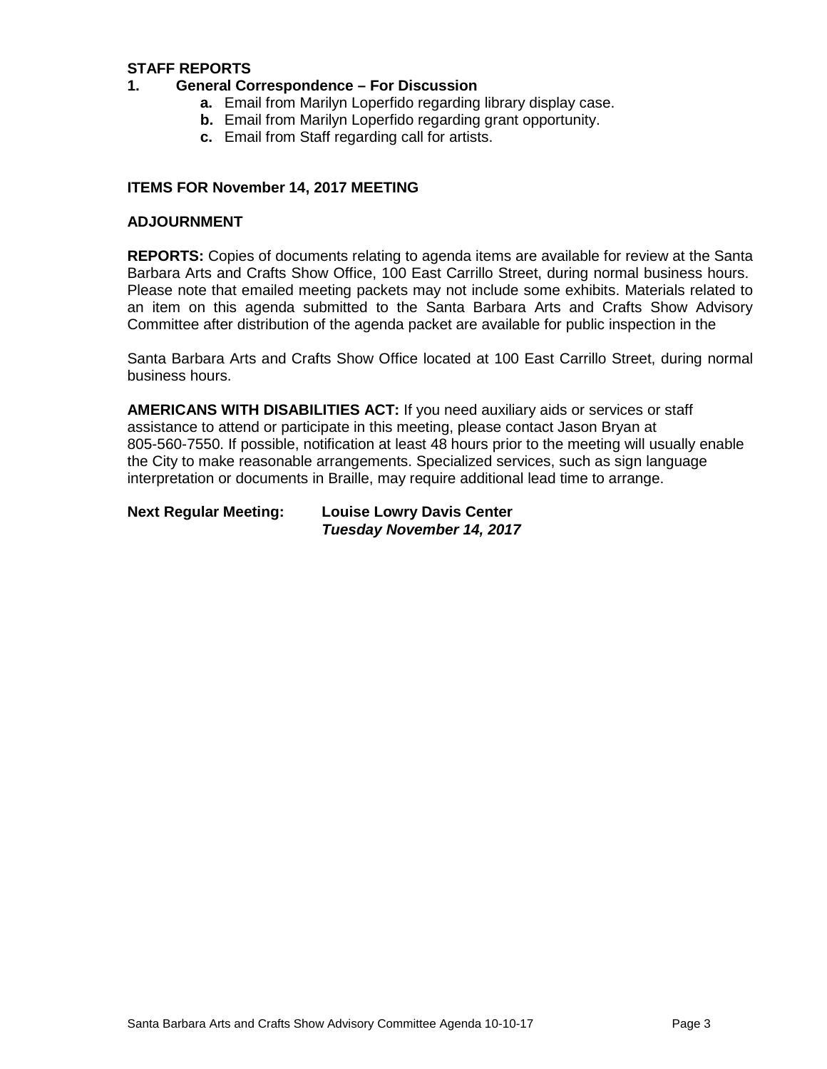**STAFF REPORTS**

1. **General Correspondence – For Discussion**
   - **a.** Email from Marilyn Loperfido regarding library display case.
   - **b.** Email from Marilyn Loperfido regarding grant opportunity.
   - **c.** Email from Staff regarding call for artists.

**ITEMS FOR November 14, 2017 MEETING**

**ADJOURNMENT**

**REPORTS:** Copies of documents relating to agenda items are available for review at the Santa Barbara Arts and Crafts Show Office, 100 East Carrillo Street, during normal business hours. Please note that emailed meeting packets may not include some exhibits. Materials related to an item on this agenda submitted to the Santa Barbara Arts and Crafts Show Advisory Committee after distribution of the agenda packet are available for public inspection in the

Santa Barbara Arts and Crafts Show Office located at 100 East Carrillo Street, during normal business hours.

**AMERICANS WITH DISABILITIES ACT:** If you need auxiliary aids or services or staff assistance to attend or participate in this meeting, please contact Jason Bryan at 805-560-7550. If possible, notification at least 48 hours prior to the meeting will usually enable the City to make reasonable arrangements. Specialized services, such as sign language interpretation or documents in Braille, may require additional lead time to arrange.

**Next Regular Meeting:** **Louise Lowry Davis Center**
***Tuesday November 14, 2017***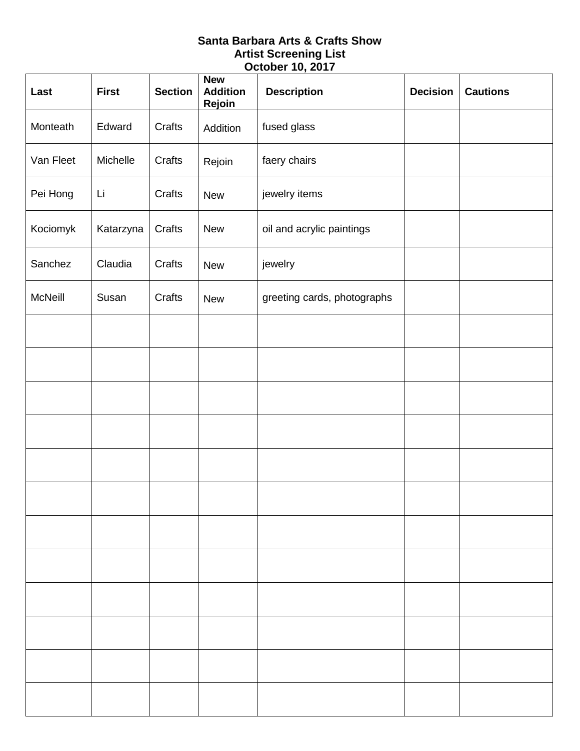**Santa Barbara Arts & Crafts Show**
**Artist Screening List**
**October 10, 2017**

| Last | First | Section | New Addition Rejoin | Description | Decision | Cautions |
|---|---|---|---|---|---|---|
| Monteath | Edward | Crafts | Addition | fused glass | | |
| Van Fleet | Michelle | Crafts | Rejoin | faery chairs | | |
| Pei Hong | Li | Crafts | New | jewelry items | | |
| Kociomyk | Katarzyna | Crafts | New | oil and acrylic paintings | | |
| Sanchez | Claudia | Crafts | New | jewelry | | |
| McNeill | Susan | Crafts | New | greeting cards, photographs | | |
| | | | | | | |
| | | | | | | |
| | | | | | | |
| | | | | | | |
| | | | | | | |
| | | | | | | |
| | | | | | | |
| | | | | | | |
| | | | | | | |
| | | | | | | |
| | | | | | | |
| | | | | | | |